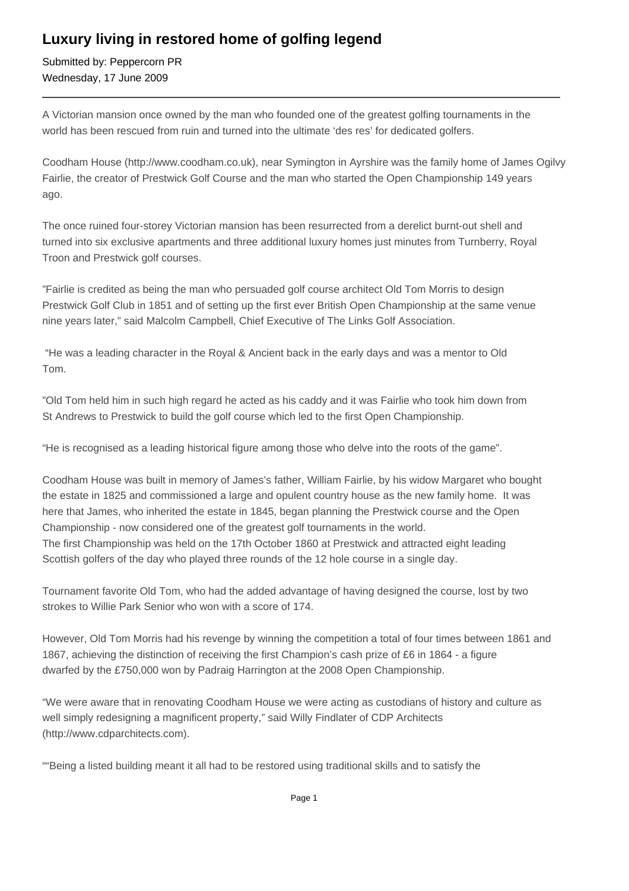# Luxury living in restored home of golfing legend

Submitted by: Peppercorn PR
Wednesday, 17 June 2009

---

A Victorian mansion once owned by the man who founded one of the greatest golfing tournaments in the world has been rescued from ruin and turned into the ultimate 'des res' for dedicated golfers.

Coodham House (http://www.coodham.co.uk), near Symington in Ayrshire was the family home of James Ogilvy Fairlie, the creator of Prestwick Golf Course and the man who started the Open Championship 149 years ago.

The once ruined four-storey Victorian mansion has been resurrected from a derelict burnt-out shell and turned into six exclusive apartments and three additional luxury homes just minutes from Turnberry, Royal Troon and Prestwick golf courses.

"Fairlie is credited as being the man who persuaded golf course architect Old Tom Morris to design Prestwick Golf Club in 1851 and of setting up the first ever British Open Championship at the same venue nine years later," said Malcolm Campbell, Chief Executive of The Links Golf Association.

"He was a leading character in the Royal & Ancient back in the early days and was a mentor to Old Tom.

"Old Tom held him in such high regard he acted as his caddy and it was Fairlie who took him down from St Andrews to Prestwick to build the golf course which led to the first Open Championship.

"He is recognised as a leading historical figure among those who delve into the roots of the game".

Coodham House was built in memory of James's father, William Fairlie, by his widow Margaret who bought the estate in 1825 and commissioned a large and opulent country house as the new family home. It was here that James, who inherited the estate in 1845, began planning the Prestwick course and the Open Championship - now considered one of the greatest golf tournaments in the world.
The first Championship was held on the 17th October 1860 at Prestwick and attracted eight leading Scottish golfers of the day who played three rounds of the 12 hole course in a single day.

Tournament favorite Old Tom, who had the added advantage of having designed the course, lost by two strokes to Willie Park Senior who won with a score of 174.

However, Old Tom Morris had his revenge by winning the competition a total of four times between 1861 and 1867, achieving the distinction of receiving the first Champion's cash prize of £6 in 1864 - a figure dwarfed by the £750,000 won by Padraig Harrington at the 2008 Open Championship.

"We were aware that in renovating Coodham House we were acting as custodians of history and culture as well simply redesigning a magnificent property," said Willy Findlater of CDP Architects (http://www.cdparchitects.com).

""Being a listed building meant it all had to be restored using traditional skills and to satisfy the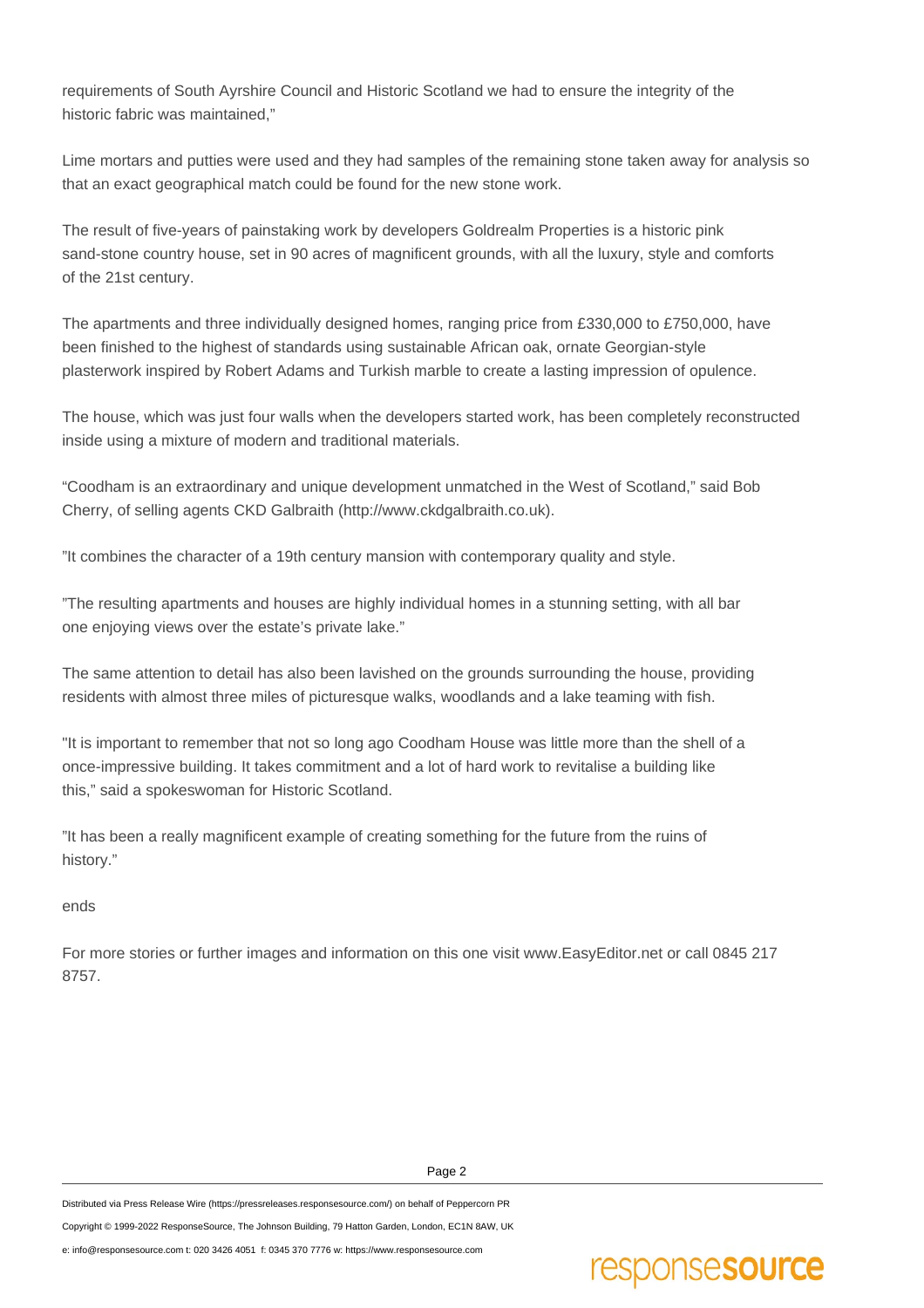requirements of South Ayrshire Council and Historic Scotland we had to ensure the integrity of the historic fabric was maintained,"

Lime mortars and putties were used and they had samples of the remaining stone taken away for analysis so that an exact geographical match could be found for the new stone work.

The result of five-years of painstaking work by developers Goldrealm Properties is a historic pink sand-stone country house, set in 90 acres of magnificent grounds, with all the luxury, style and comforts of the 21st century.

The apartments and three individually designed homes, ranging price from £330,000 to £750,000, have been finished to the highest of standards using sustainable African oak, ornate Georgian-style plasterwork inspired by Robert Adams and Turkish marble to create a lasting impression of opulence.

The house, which was just four walls when the developers started work, has been completely reconstructed inside using a mixture of modern and traditional materials.

"Coodham is an extraordinary and unique development unmatched in the West of Scotland," said Bob Cherry, of selling agents CKD Galbraith (http://www.ckdgalbraith.co.uk).

"It combines the character of a 19th century mansion with contemporary quality and style.

"The resulting apartments and houses are highly individual homes in a stunning setting, with all bar one enjoying views over the estate's private lake."

The same attention to detail has also been lavished on the grounds surrounding the house, providing residents with almost three miles of picturesque walks, woodlands and a lake teaming with fish.

"It is important to remember that not so long ago Coodham House was little more than the shell of a once-impressive building. It takes commitment and a lot of hard work to revitalise a building like this," said a spokeswoman for Historic Scotland.

"It has been a really magnificent example of creating something for the future from the ruins of history."

ends

For more stories or further images and information on this one visit www.EasyEditor.net or call 0845 217 8757.